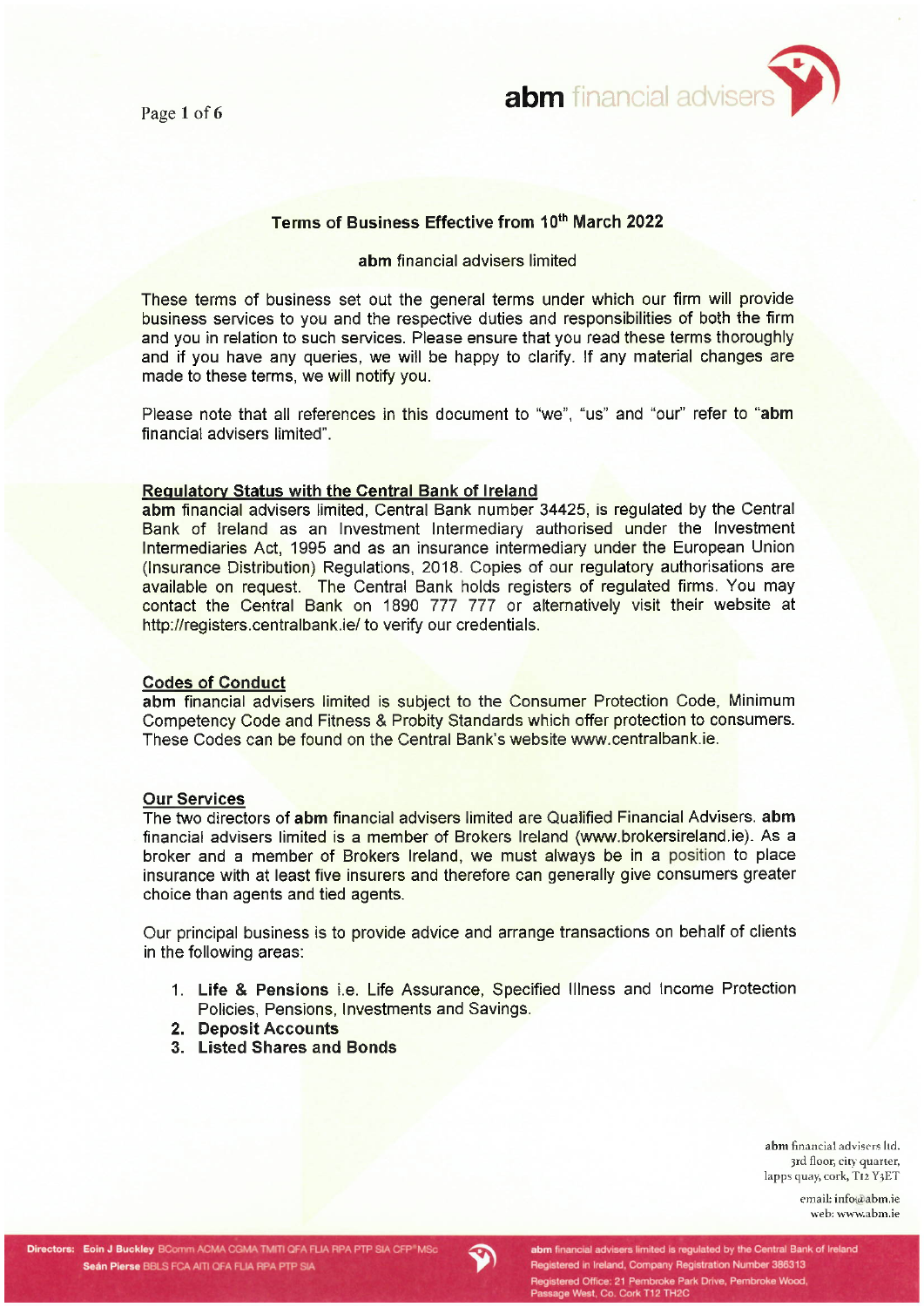## Terms of Business Effective from 10th March 2022

**abm** financial advisers limited

These terms of business set out the general terms under which our firm will provide business services to you and the respective duties and responsibilities of both the firm and you in relation to such services. Please ensure that you read these terms thoroughly and if you have any queries, we will be happy to clarify. If any material changes are made to these terms, we will notify you.

Please note that all references in this document to "we", "us" and "our" refer to "**abm** financial advisers limited".

### Regulatory Status with the Central Bank of Ireland

**abm** financial advisers limited, Central Bank number 34425, is regulated by the Central Bank of Ireland as an Investment Intermediary authorised under the Investment Intermediaries Act, 1995 and as an insurance intermediary under the European Union (Insurance Distribution) Regulations, 2018. Copies of our regulatory authorisations are available on request. The Central Bank holds registers of regulated firms. You may contact the Central Bank on 1890 777 777 or alternatively visit their website at http://registers.centralbank.ie/ to verify our credentials.

### Codes of Conduct

**abm** financial advisers limited is subject to the Consumer Protection Code, Minimum Competency Code and Fitness & Probity Standards which offer protection to consumers. These Codes can be found on the Central Bank's website www.centralbank.ie.

### Our Services

The two directors of **abm** financial advisers limited are Qualified Financial Advisers. **abm** financial advisers limited is a member of Brokers Ireland (www.brokersireland.ie). As a broker and a member of Brokers Ireland, we must always be in a position to place insurance with at least five insurers and therefore can generally give consumers greater choice than agents and tied agents.

Our principal business is to provide advice and arrange transactions on behalf of clients in the following areas:

1. **Life & Pensions** i.e. Life Assurance, Specified Illness and Income Protection Policies, Pensions, Investments and Savings.
2. **Deposit Accounts**
3. **Listed Shares and Bonds**

**abm** financial advisers ltd.
3rd floor, city quarter,
lapps quay, cork, T12 Y3ET

email: info@abm.ie
web: www.abm.ie

Directors: Eoin J Buckley BComm ACMA CGMA TMITI QFA FLIA RPA PTP SIA CFP® MSc
Seán Pierse BBLS FCA AITI QFA FLIA RPA PTP SIA

**abm** financial advisers limited is regulated by the Central Bank of Ireland
Registered in Ireland, Company Registration Number 386313
Registered Office: 21 Pembroke Park Drive, Pembroke Wood, Passage West, Co. Cork T12 TH2C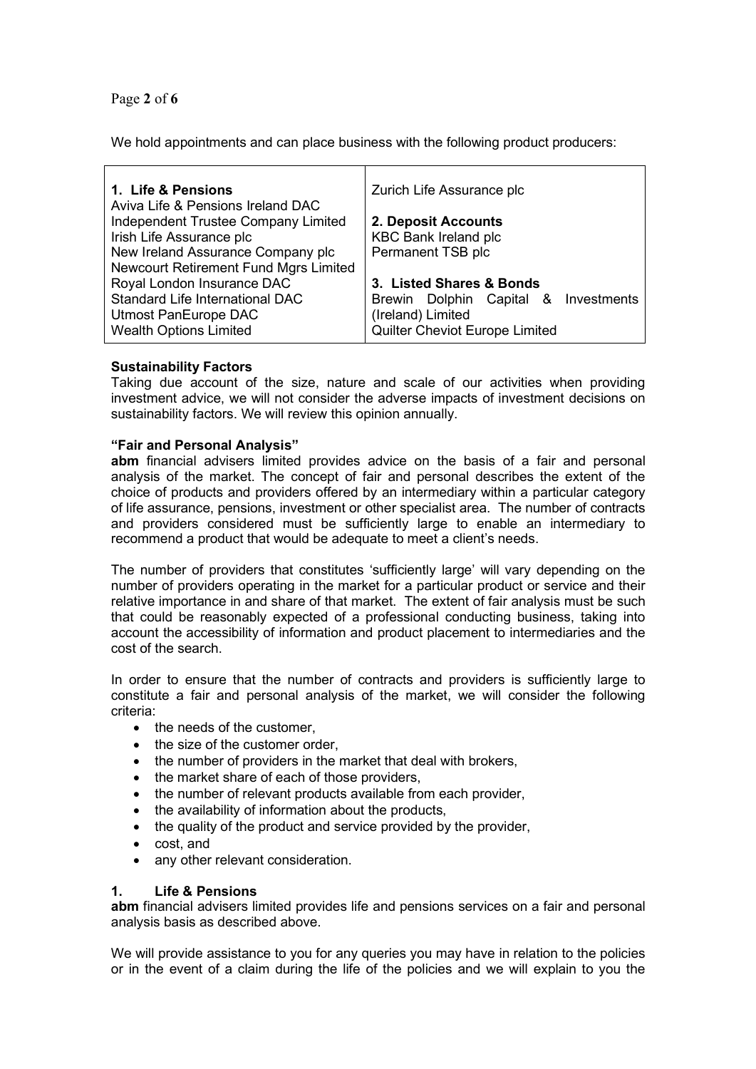We hold appointments and can place business with the following product producers:

| 1. Life & Pensions | 2. Deposit Accounts | 3. Listed Shares & Bonds |
|---|---|---|
| Aviva Life & Pensions Ireland DAC | KBC Bank Ireland plc | Brewin Dolphin Capital & Investments (Ireland) Limited |
| Independent Trustee Company Limited | Permanent TSB plc | Quilter Cheviot Europe Limited |
| Irish Life Assurance plc | | |
| New Ireland Assurance Company plc | | |
| Newcourt Retirement Fund Mgrs Limited | | |
| Royal London Insurance DAC | | |
| Standard Life International DAC | | |
| Utmost PanEurope DAC | | |
| Wealth Options Limited | | |
| Zurich Life Assurance plc | | |

**Sustainability Factors**

Taking due account of the size, nature and scale of our activities when providing investment advice, we will not consider the adverse impacts of investment decisions on sustainability factors. We will review this opinion annually.

**"Fair and Personal Analysis"**

**abm** financial advisers limited provides advice on the basis of a fair and personal analysis of the market. The concept of fair and personal describes the extent of the choice of products and providers offered by an intermediary within a particular category of life assurance, pensions, investment or other specialist area. The number of contracts and providers considered must be sufficiently large to enable an intermediary to recommend a product that would be adequate to meet a client's needs.

The number of providers that constitutes 'sufficiently large' will vary depending on the number of providers operating in the market for a particular product or service and their relative importance in and share of that market. The extent of fair analysis must be such that could be reasonably expected of a professional conducting business, taking into account the accessibility of information and product placement to intermediaries and the cost of the search.

In order to ensure that the number of contracts and providers is sufficiently large to constitute a fair and personal analysis of the market, we will consider the following criteria:

- the needs of the customer,
- the size of the customer order,
- the number of providers in the market that deal with brokers,
- the market share of each of those providers,
- the number of relevant products available from each provider,
- the availability of information about the products,
- the quality of the product and service provided by the provider,
- cost, and
- any other relevant consideration.

**1. Life & Pensions**

**abm** financial advisers limited provides life and pensions services on a fair and personal analysis basis as described above.

We will provide assistance to you for any queries you may have in relation to the policies or in the event of a claim during the life of the policies and we will explain to you the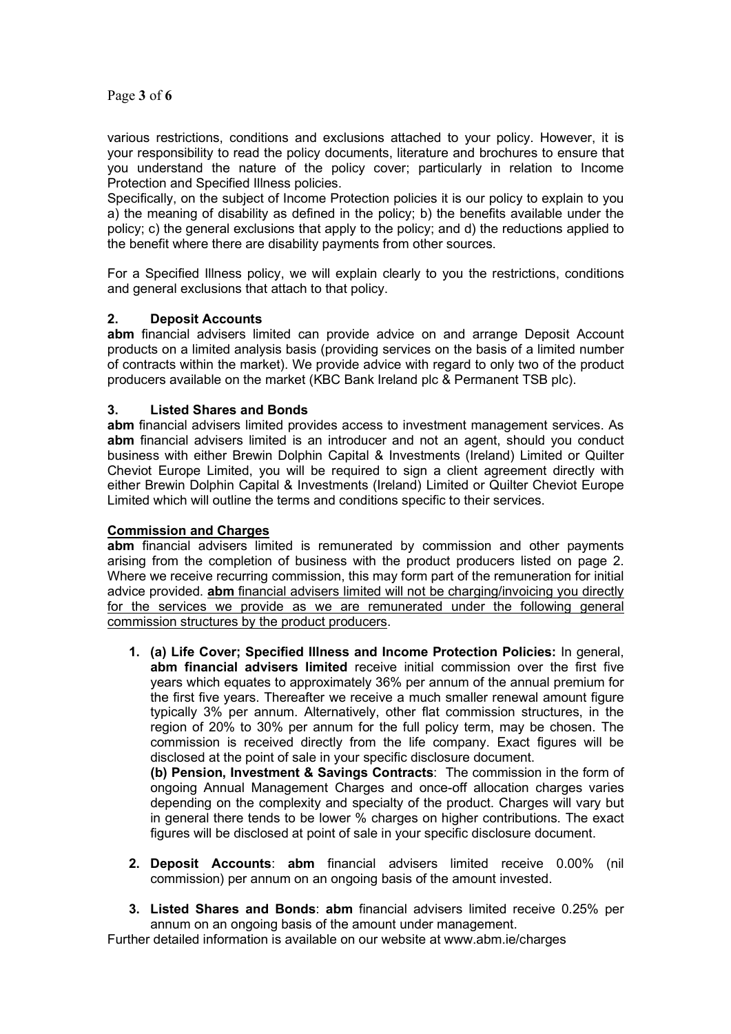various restrictions, conditions and exclusions attached to your policy. However, it is your responsibility to read the policy documents, literature and brochures to ensure that you understand the nature of the policy cover; particularly in relation to Income Protection and Specified Illness policies.
Specifically, on the subject of Income Protection policies it is our policy to explain to you a) the meaning of disability as defined in the policy; b) the benefits available under the policy; c) the general exclusions that apply to the policy; and d) the reductions applied to the benefit where there are disability payments from other sources.

For a Specified Illness policy, we will explain clearly to you the restrictions, conditions and general exclusions that attach to that policy.

### 2. Deposit Accounts

**abm** financial advisers limited can provide advice on and arrange Deposit Account products on a limited analysis basis (providing services on the basis of a limited number of contracts within the market). We provide advice with regard to only two of the product producers available on the market (KBC Bank Ireland plc & Permanent TSB plc).

### 3. Listed Shares and Bonds

**abm** financial advisers limited provides access to investment management services. As **abm** financial advisers limited is an introducer and not an agent, should you conduct business with either Brewin Dolphin Capital & Investments (Ireland) Limited or Quilter Cheviot Europe Limited, you will be required to sign a client agreement directly with either Brewin Dolphin Capital & Investments (Ireland) Limited or Quilter Cheviot Europe Limited which will outline the terms and conditions specific to their services.

### Commission and Charges

**abm** financial advisers limited is remunerated by commission and other payments arising from the completion of business with the product producers listed on page 2. Where we receive recurring commission, this may form part of the remuneration for initial advice provided. **abm** financial advisers limited will not be charging/invoicing you directly for the services we provide as we are remunerated under the following general commission structures by the product producers.

1. **(a) Life Cover; Specified Illness and Income Protection Policies:** In general, **abm financial advisers limited** receive initial commission over the first five years which equates to approximately 36% per annum of the annual premium for the first five years. Thereafter we receive a much smaller renewal amount figure typically 3% per annum. Alternatively, other flat commission structures, in the region of 20% to 30% per annum for the full policy term, may be chosen. The commission is received directly from the life company. Exact figures will be disclosed at the point of sale in your specific disclosure document.
   **(b) Pension, Investment & Savings Contracts**: The commission in the form of ongoing Annual Management Charges and once-off allocation charges varies depending on the complexity and specialty of the product. Charges will vary but in general there tends to be lower % charges on higher contributions. The exact figures will be disclosed at point of sale in your specific disclosure document.

2. **Deposit Accounts**: **abm** financial advisers limited receive 0.00% (nil commission) per annum on an ongoing basis of the amount invested.

3. **Listed Shares and Bonds**: **abm** financial advisers limited receive 0.25% per annum on an ongoing basis of the amount under management.

Further detailed information is available on our website at www.abm.ie/charges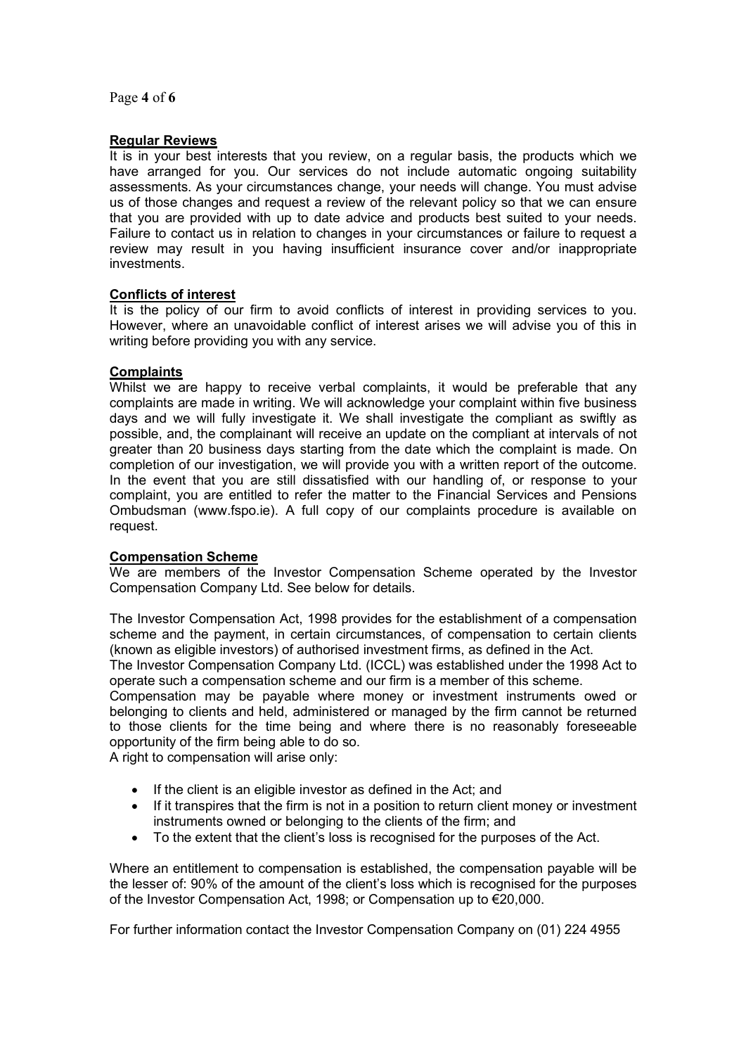## Regular Reviews

It is in your best interests that you review, on a regular basis, the products which we have arranged for you. Our services do not include automatic ongoing suitability assessments. As your circumstances change, your needs will change. You must advise us of those changes and request a review of the relevant policy so that we can ensure that you are provided with up to date advice and products best suited to your needs. Failure to contact us in relation to changes in your circumstances or failure to request a review may result in you having insufficient insurance cover and/or inappropriate investments.

## Conflicts of interest

It is the policy of our firm to avoid conflicts of interest in providing services to you. However, where an unavoidable conflict of interest arises we will advise you of this in writing before providing you with any service.

## Complaints

Whilst we are happy to receive verbal complaints, it would be preferable that any complaints are made in writing. We will acknowledge your complaint within five business days and we will fully investigate it. We shall investigate the compliant as swiftly as possible, and, the complainant will receive an update on the compliant at intervals of not greater than 20 business days starting from the date which the complaint is made. On completion of our investigation, we will provide you with a written report of the outcome. In the event that you are still dissatisfied with our handling of, or response to your complaint, you are entitled to refer the matter to the Financial Services and Pensions Ombudsman (www.fspo.ie). A full copy of our complaints procedure is available on request.

## Compensation Scheme

We are members of the Investor Compensation Scheme operated by the Investor Compensation Company Ltd. See below for details.

The Investor Compensation Act, 1998 provides for the establishment of a compensation scheme and the payment, in certain circumstances, of compensation to certain clients (known as eligible investors) of authorised investment firms, as defined in the Act.

The Investor Compensation Company Ltd. (ICCL) was established under the 1998 Act to operate such a compensation scheme and our firm is a member of this scheme.

Compensation may be payable where money or investment instruments owed or belonging to clients and held, administered or managed by the firm cannot be returned to those clients for the time being and where there is no reasonably foreseeable opportunity of the firm being able to do so.

A right to compensation will arise only:

- If the client is an eligible investor as defined in the Act; and
- If it transpires that the firm is not in a position to return client money or investment instruments owned or belonging to the clients of the firm; and
- To the extent that the client's loss is recognised for the purposes of the Act.

Where an entitlement to compensation is established, the compensation payable will be the lesser of: 90% of the amount of the client's loss which is recognised for the purposes of the Investor Compensation Act, 1998; or Compensation up to €20,000.

For further information contact the Investor Compensation Company on (01) 224 4955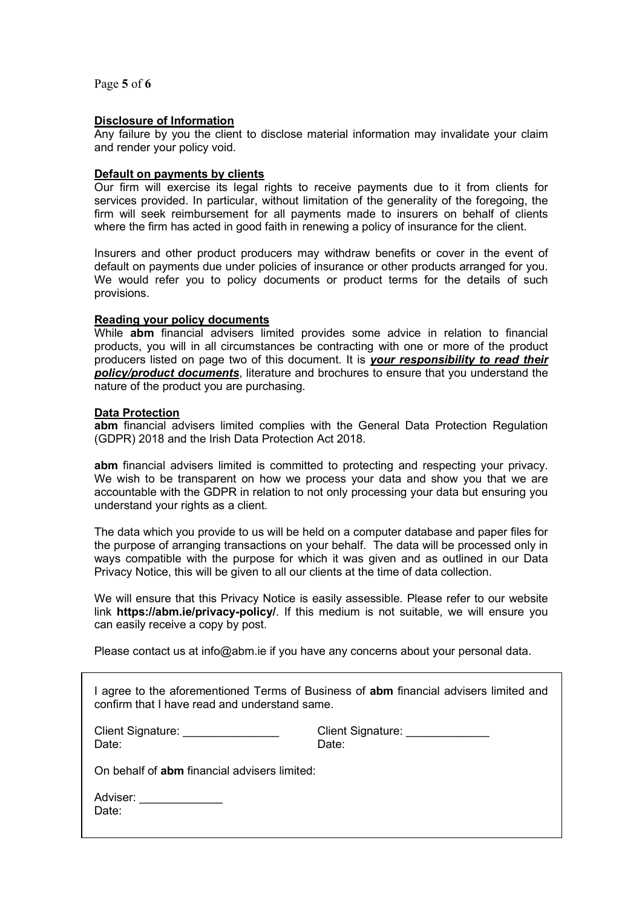**Disclosure of Information**

Any failure by you the client to disclose material information may invalidate your claim and render your policy void.

**Default on payments by clients**

Our firm will exercise its legal rights to receive payments due to it from clients for services provided. In particular, without limitation of the generality of the foregoing, the firm will seek reimbursement for all payments made to insurers on behalf of clients where the firm has acted in good faith in renewing a policy of insurance for the client.

Insurers and other product producers may withdraw benefits or cover in the event of default on payments due under policies of insurance or other products arranged for you. We would refer you to policy documents or product terms for the details of such provisions.

**Reading your policy documents**

While **abm** financial advisers limited provides some advice in relation to financial products, you will in all circumstances be contracting with one or more of the product producers listed on page two of this document. It is ***your responsibility to read their policy/product documents***, literature and brochures to ensure that you understand the nature of the product you are purchasing.

**Data Protection**

**abm** financial advisers limited complies with the General Data Protection Regulation (GDPR) 2018 and the Irish Data Protection Act 2018.

**abm** financial advisers limited is committed to protecting and respecting your privacy. We wish to be transparent on how we process your data and show you that we are accountable with the GDPR in relation to not only processing your data but ensuring you understand your rights as a client.

The data which you provide to us will be held on a computer database and paper files for the purpose of arranging transactions on your behalf. The data will be processed only in ways compatible with the purpose for which it was given and as outlined in our Data Privacy Notice, this will be given to all our clients at the time of data collection.

We will ensure that this Privacy Notice is easily assessible. Please refer to our website link **https://abm.ie/privacy-policy/**. If this medium is not suitable, we will ensure you can easily receive a copy by post.

Please contact us at info@abm.ie if you have any concerns about your personal data.

I agree to the aforementioned Terms of Business of **abm** financial advisers limited and confirm that I have read and understand same.

Client Signature: _______________
Date:

Client Signature: _____________
Date:

On behalf of **abm** financial advisers limited:

Adviser: _____________
Date: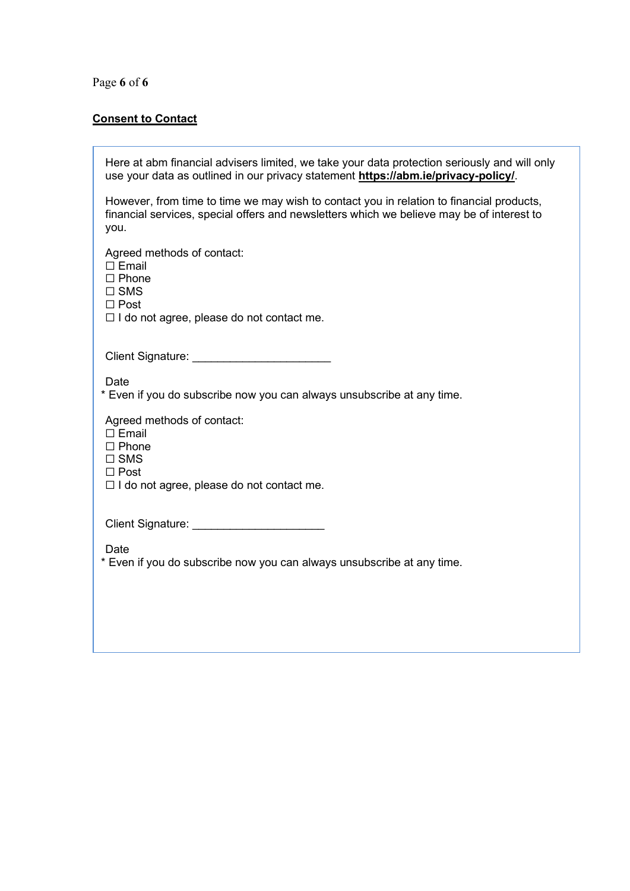**Consent to Contact**

Here at abm financial advisers limited, we take your data protection seriously and will only use your data as outlined in our privacy statement **https://abm.ie/privacy-policy/**.

However, from time to time we may wish to contact you in relation to financial products, financial services, special offers and newsletters which we believe may be of interest to you.

Agreed methods of contact:
☐ Email
☐ Phone
☐ SMS
☐ Post
☐ I do not agree, please do not contact me.

Client Signature: ______________________

Date
* Even if you do subscribe now you can always unsubscribe at any time.

Agreed methods of contact:
☐ Email
☐ Phone
☐ SMS
☐ Post
☐ I do not agree, please do not contact me.

Client Signature: _____________________

Date
* Even if you do subscribe now you can always unsubscribe at any time.